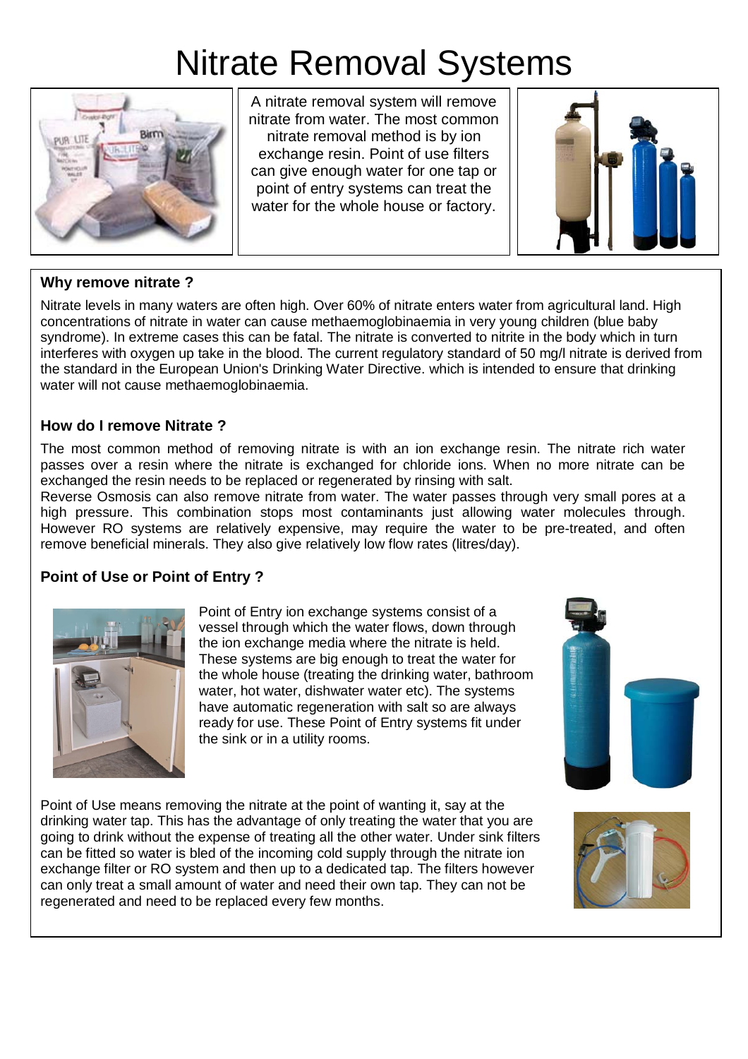# Nitrate Removal Systems

A nitrate removal system will remove nitrate from water. The most common nitrate removal method is by ion exchange resin. Point of use filters can give enough water for one tap or point of entry systems can treat the water for the whole house or factory.

### Why remove nitrate ?

Nitrate levels in many waters are often high. Over 60% of nitrate enters water from agricultural land. High concentrations of nitrate in water can cause methaemoglobinaemia in very young children (blue baby syndrome). In extreme cases this can be fatal. The nitrate is converted to nitrite in the body which in turn interferes with oxygen up take in the blood. The current regulatory standard of 50 mg/l nitrate is derived from the standard in the European Union's Drinking Water Directive. which is intended to ensure that drinking water will not cause methaemoglobinaemia.

### How do I remove Nitrate ?

The most common method of removing nitrate is with an ion exchange resin. The nitrate rich water passes over a resin where the nitrate is exchanged for chloride ions. When no more nitrate can be exchanged the resin needs to be replaced or regenerated by rinsing with salt.
Reverse Osmosis can also remove nitrate from water. The water passes through very small pores at a high pressure. This combination stops most contaminants just allowing water molecules through. However RO systems are relatively expensive, may require the water to be pre-treated, and often remove beneficial minerals. They also give relatively low flow rates (litres/day).

### Point of Use or Point of Entry ?

Point of Entry ion exchange systems consist of a vessel through which the water flows, down through the ion exchange media where the nitrate is held. These systems are big enough to treat the water for the whole house (treating the drinking water, bathroom water, hot water, dishwater water etc). The systems have automatic regeneration with salt so are always ready for use. These Point of Entry systems fit under the sink or in a utility rooms.

Point of Use means removing the nitrate at the point of wanting it, say at the drinking water tap. This has the advantage of only treating the water that you are going to drink without the expense of treating all the other water. Under sink filters can be fitted so water is bled of the incoming cold supply through the nitrate ion exchange filter or RO system and then up to a dedicated tap. The filters however can only treat a small amount of water and need their own tap. They can not be regenerated and need to be replaced every few months.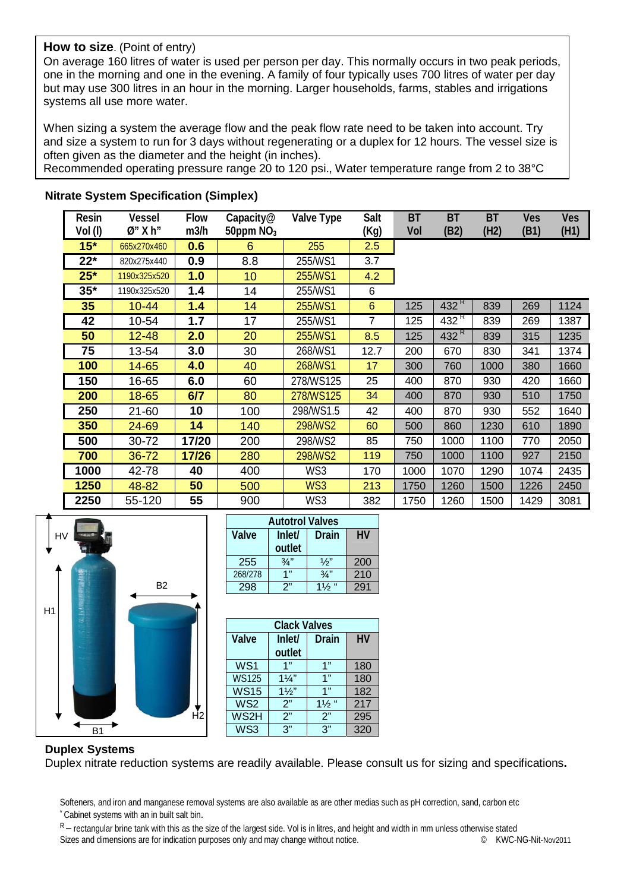**How to size**. (Point of entry)
On average 160 litres of water is used per person per day. This normally occurs in two peak periods, one in the morning and one in the evening. A family of four typically uses 700 litres of water per day but may use 300 litres in an hour in the morning. Larger households, farms, stables and irrigations systems all use more water.

When sizing a system the average flow and the peak flow rate need to be taken into account. Try and size a system to run for 3 days without regenerating or a duplex for 12 hours. The vessel size is often given as the diameter and the height (in inches).
Recommended operating pressure range 20 to 120 psi., Water temperature range from 2 to 38°C

**Nitrate System Specification (Simplex)**

| Resin Vol (l) | Vessel Ø" X h" | Flow m3/h | Capacity@ 50ppm $NO_3$ | Valve Type | Salt (Kg) | BT Vol | BT (B2) | BT (H2) | Ves (B1) | Ves (H1) |
|---|---|---|---|---|---|---|---|---|---|---|
| 15* | 665x270x460 | 0.6 | 6 | 255 | 2.5 | | | | | |
| 22* | 820x275x440 | 0.9 | 8.8 | 255/WS1 | 3.7 | | | | | |
| 25* | 1190x325x520 | 1.0 | 10 | 255/WS1 | 4.2 | | | | | |
| 35* | 1190x325x520 | 1.4 | 14 | 255/WS1 | 6 | | | | | |
| 35 | 10-44 | 1.4 | 14 | 255/WS1 | 6 | 125 | 432 R | 839 | 269 | 1124 |
| 42 | 10-54 | 1.7 | 17 | 255/WS1 | 7 | 125 | 432 R | 839 | 269 | 1387 |
| 50 | 12-48 | 2.0 | 20 | 255/WS1 | 8.5 | 125 | 432 R | 839 | 315 | 1235 |
| 75 | 13-54 | 3.0 | 30 | 268/WS1 | 12.7 | 200 | 670 | 830 | 341 | 1374 |
| 100 | 14-65 | 4.0 | 40 | 268/WS1 | 17 | 300 | 760 | 1000 | 380 | 1660 |
| 150 | 16-65 | 6.0 | 60 | 278/WS125 | 25 | 400 | 870 | 930 | 420 | 1660 |
| 200 | 18-65 | 6/7 | 80 | 278/WS125 | 34 | 400 | 870 | 930 | 510 | 1750 |
| 250 | 21-60 | 10 | 100 | 298/WS1.5 | 42 | 400 | 870 | 930 | 552 | 1640 |
| 350 | 24-69 | 14 | 140 | 298/WS2 | 60 | 500 | 860 | 1230 | 610 | 1890 |
| 500 | 30-72 | 17/20 | 200 | 298/WS2 | 85 | 750 | 1000 | 1100 | 770 | 2050 |
| 700 | 36-72 | 17/26 | 280 | 298/WS2 | 119 | 750 | 1000 | 1100 | 927 | 2150 |
| 1000 | 42-78 | 40 | 400 | WS3 | 170 | 1000 | 1070 | 1290 | 1074 | 2435 |
| 1250 | 48-82 | 50 | 500 | WS3 | 213 | 1750 | 1260 | 1500 | 1226 | 2450 |
| 2250 | 55-120 | 55 | 900 | WS3 | 382 | 1750 | 1260 | 1500 | 1429 | 3081 |

HV
H1
B2
H2
B1

| Autotrol Valves | | | |
|---|---|---|---|
| Valve | Inlet/ outlet | Drain | HV |
| 255 | ¾" | ½" | 200 |
| 268/278 | 1" | ¾" | 210 |
| 298 | 2" | 1½ " | 291 |

| Clack Valves | | | |
|---|---|---|---|
| Valve | Inlet/ outlet | Drain | HV |
| WS1 | 1" | 1" | 180 |
| WS125 | 1¼" | 1" | 180 |
| WS15 | 1½" | 1" | 182 |
| WS2 | 2" | 1½ " | 217 |
| WS2H | 2" | 2" | 295 |
| WS3 | 3" | 3" | 320 |

**Duplex Systems**
Duplex nitrate reduction systems are readily available. Please consult us for sizing and specifications.

Softeners, and iron and manganese removal systems are also available as are other medias such as pH correction, sand, carbon etc
* Cabinet systems with an in built salt bin.
R – rectangular brine tank with this as the size of the largest side. Vol is in litres, and height and width in mm unless otherwise stated
Sizes and dimensions are for indication purposes only and may change without notice. © KWC-NG-Nit-Nov2011